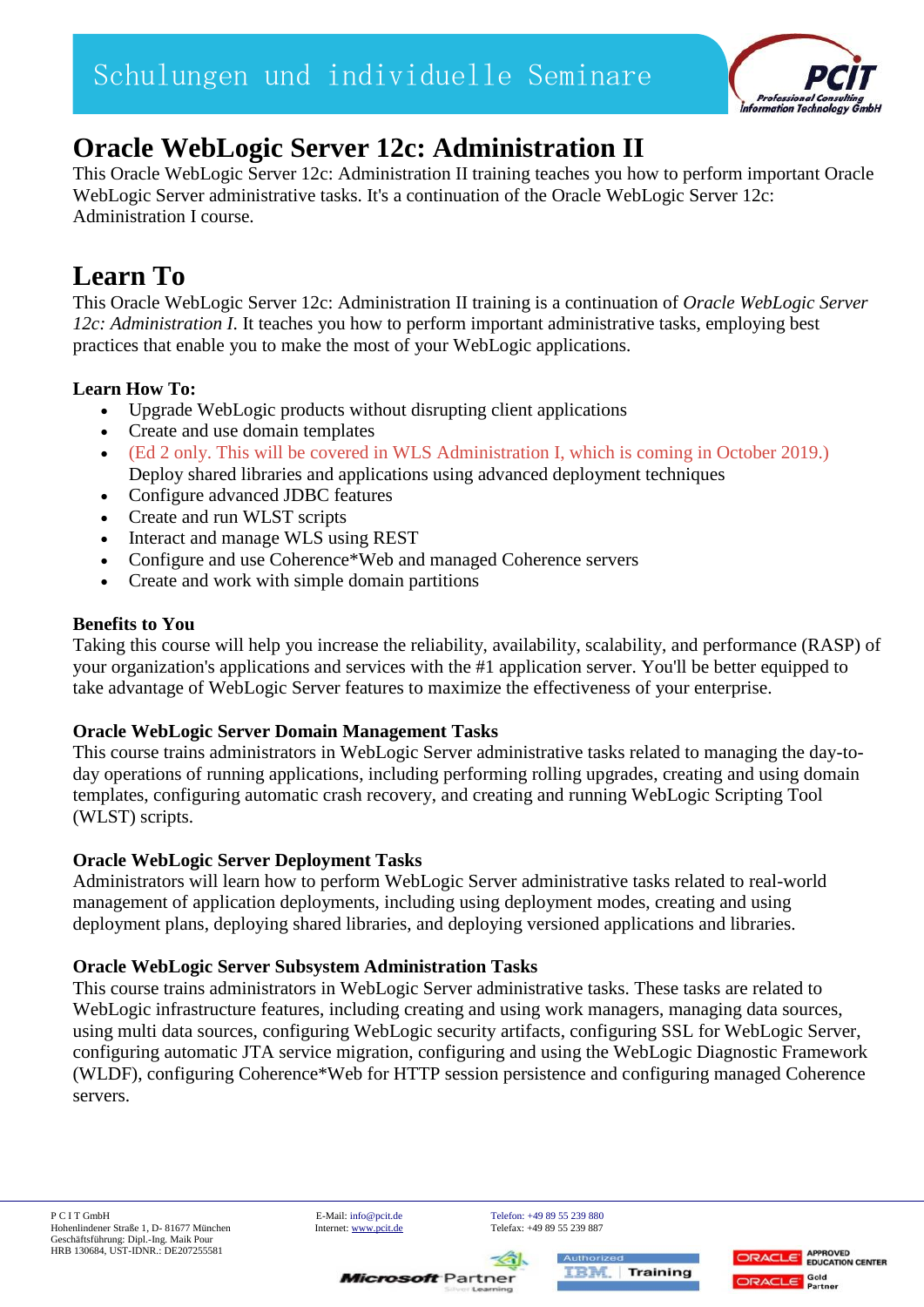# Oracle WebLogic Server 12c: Administration II

This Oracle WebLogic Server 12c: Administration II training teaches you how to perform important Oracle WebLogic Server administrative tasks. It's a continuation of the Oracle WebLogic Server 12c: Administration I course.

## Learn To

This Oracle WebLogic Server 12c: Administration II training is a continuation of *Oracle WebLogic Server 12c: Administration I*. It teaches you how to perform important administrative tasks, employing best practices that enable you to make the most of your WebLogic applications.

### Learn How To:

- Upgrade WebLogic products without disrupting client applications
- Create and use domain templates
- (Ed 2 only. This will be covered in WLS Administration I, which is coming in October 2019.) Deploy shared libraries and applications using advanced deployment techniques
- Configure advanced JDBC features
- Create and run WLST scripts
- Interact and manage WLS using REST
- Configure and use Coherence*Web and managed Coherence servers
- Create and work with simple domain partitions

### Benefits to You

Taking this course will help you increase the reliability, availability, scalability, and performance (RASP) of your organization's applications and services with the #1 application server. You'll be better equipped to take advantage of WebLogic Server features to maximize the effectiveness of your enterprise.

### Oracle WebLogic Server Domain Management Tasks

This course trains administrators in WebLogic Server administrative tasks related to managing the day-to-day operations of running applications, including performing rolling upgrades, creating and using domain templates, configuring automatic crash recovery, and creating and running WebLogic Scripting Tool (WLST) scripts.

### Oracle WebLogic Server Deployment Tasks

Administrators will learn how to perform WebLogic Server administrative tasks related to real-world management of application deployments, including using deployment modes, creating and using deployment plans, deploying shared libraries, and deploying versioned applications and libraries.

### Oracle WebLogic Server Subsystem Administration Tasks

This course trains administrators in WebLogic Server administrative tasks. These tasks are related to WebLogic infrastructure features, including creating and using work managers, managing data sources, using multi data sources, configuring WebLogic security artifacts, configuring SSL for WebLogic Server, configuring automatic JTA service migration, configuring and using the WebLogic Diagnostic Framework (WLDF), configuring Coherence*Web for HTTP session persistence and configuring managed Coherence servers.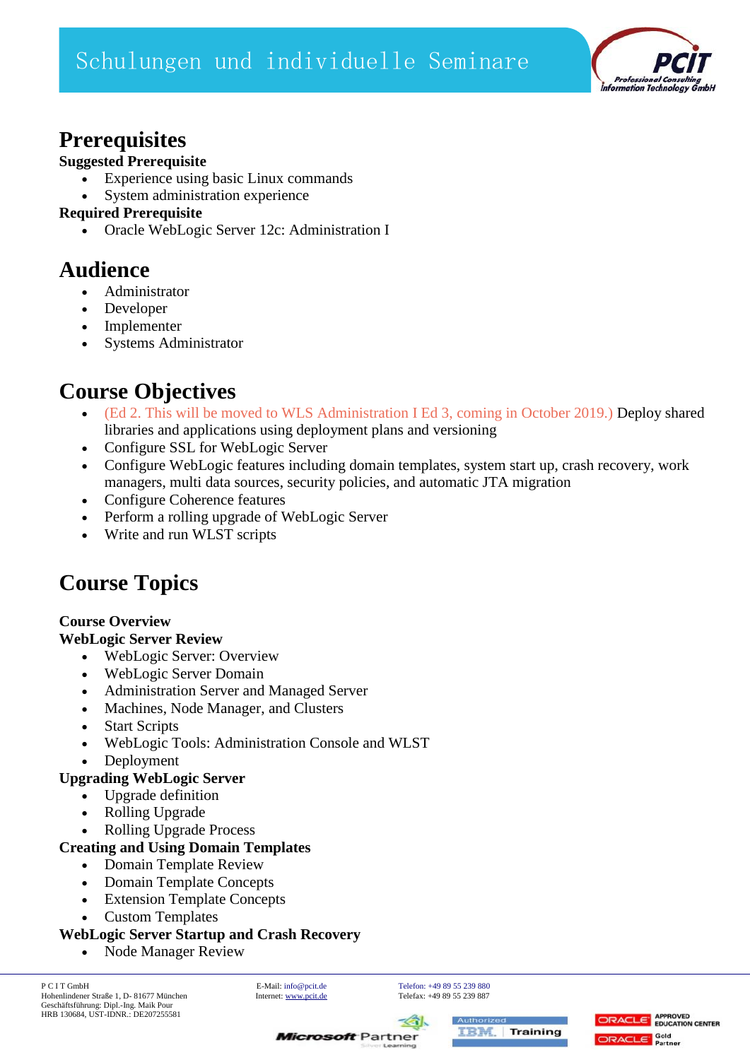## Prerequisites

**Suggested Prerequisite**

- Experience using basic Linux commands
- System administration experience

**Required Prerequisite**

- Oracle WebLogic Server 12c: Administration I

## Audience

- Administrator
- Developer
- Implementer
- Systems Administrator

## Course Objectives

- (Ed 2. This will be moved to WLS Administration I Ed 3, coming in October 2019.) Deploy shared libraries and applications using deployment plans and versioning
- Configure SSL for WebLogic Server
- Configure WebLogic features including domain templates, system start up, crash recovery, work managers, multi data sources, security policies, and automatic JTA migration
- Configure Coherence features
- Perform a rolling upgrade of WebLogic Server
- Write and run WLST scripts

## Course Topics

**Course Overview**

**WebLogic Server Review**

- WebLogic Server: Overview
- WebLogic Server Domain
- Administration Server and Managed Server
- Machines, Node Manager, and Clusters
- Start Scripts
- WebLogic Tools: Administration Console and WLST
- Deployment

**Upgrading WebLogic Server**

- Upgrade definition
- Rolling Upgrade
- Rolling Upgrade Process

**Creating and Using Domain Templates**

- Domain Template Review
- Domain Template Concepts
- Extension Template Concepts
- Custom Templates

**WebLogic Server Startup and Crash Recovery**

- Node Manager Review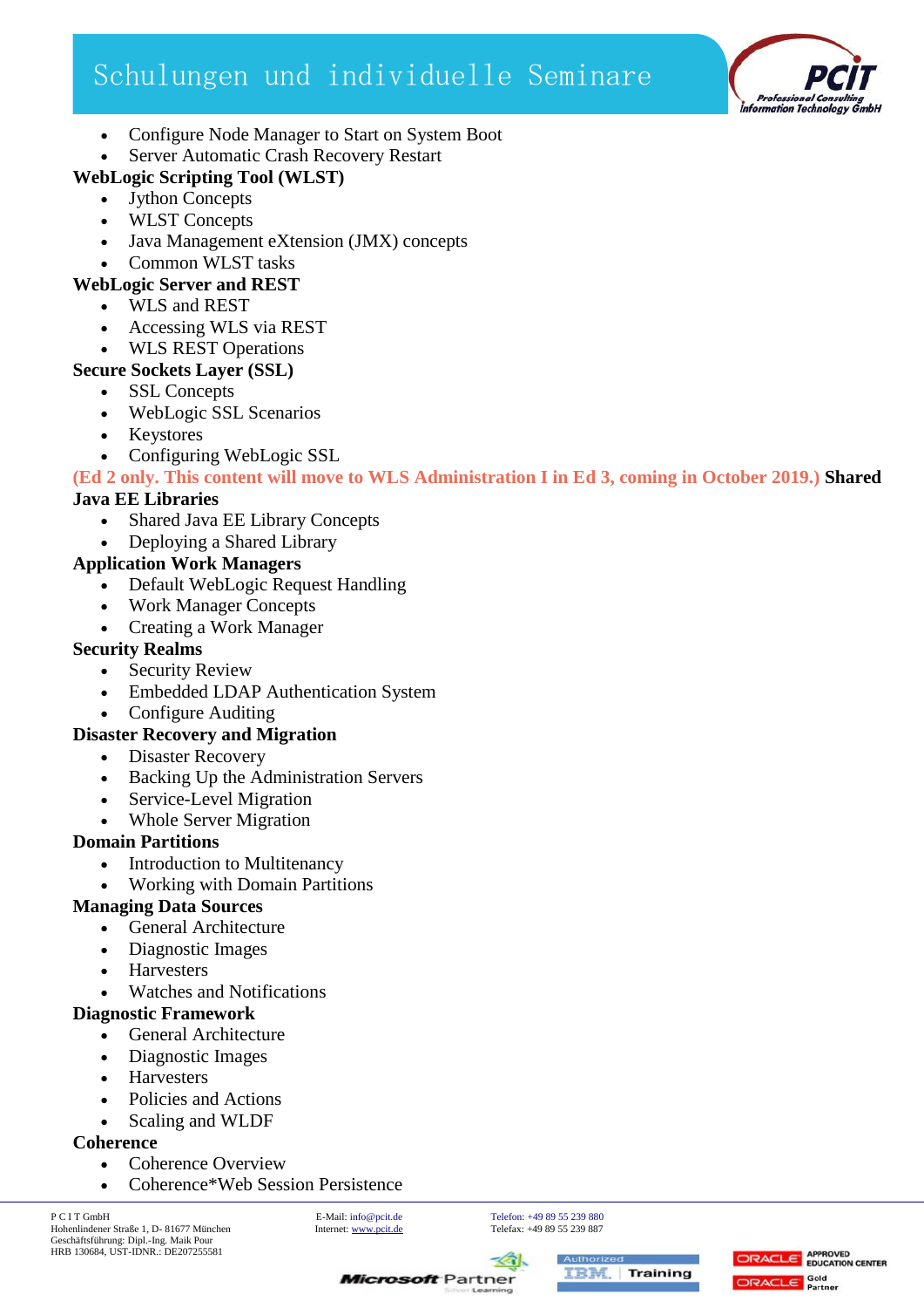- Configure Node Manager to Start on System Boot
- Server Automatic Crash Recovery Restart

**WebLogic Scripting Tool (WLST)**

- Jython Concepts
- WLST Concepts
- Java Management eXtension (JMX) concepts
- Common WLST tasks

**WebLogic Server and REST**

- WLS and REST
- Accessing WLS via REST
- WLS REST Operations

**Secure Sockets Layer (SSL)**

- SSL Concepts
- WebLogic SSL Scenarios
- Keystores
- Configuring WebLogic SSL

**(Ed 2 only. This content will move to WLS Administration I in Ed 3, coming in October 2019.) Shared Java EE Libraries**

- Shared Java EE Library Concepts
- Deploying a Shared Library

**Application Work Managers**

- Default WebLogic Request Handling
- Work Manager Concepts
- Creating a Work Manager

**Security Realms**

- Security Review
- Embedded LDAP Authentication System
- Configure Auditing

**Disaster Recovery and Migration**

- Disaster Recovery
- Backing Up the Administration Servers
- Service-Level Migration
- Whole Server Migration

**Domain Partitions**

- Introduction to Multitenancy
- Working with Domain Partitions

**Managing Data Sources**

- General Architecture
- Diagnostic Images
- Harvesters
- Watches and Notifications

**Diagnostic Framework**

- General Architecture
- Diagnostic Images
- Harvesters
- Policies and Actions
- Scaling and WLDF

**Coherence**

- Coherence Overview
- Coherence*Web Session Persistence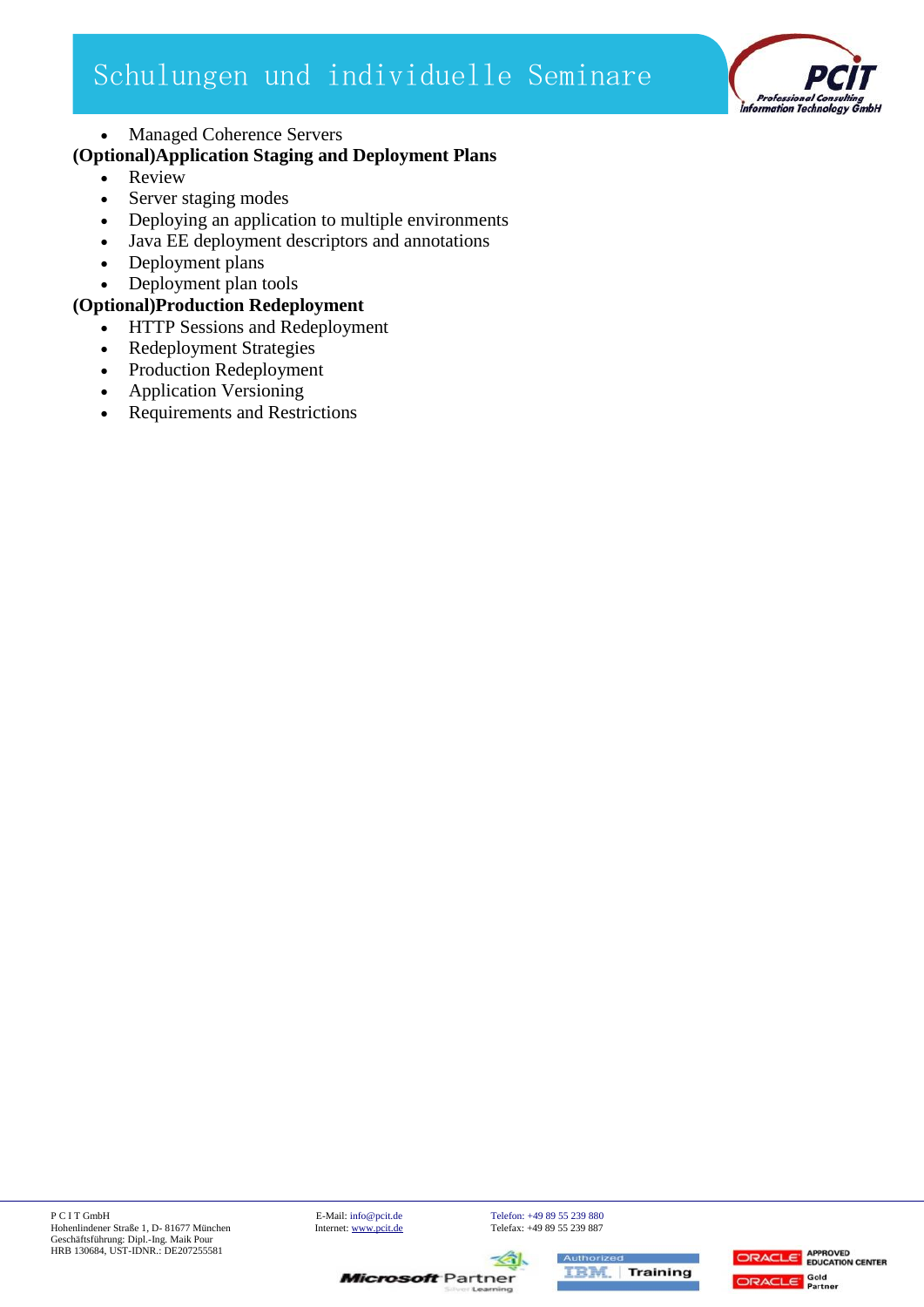- Managed Coherence Servers

**(Optional)Application Staging and Deployment Plans**

- Review
- Server staging modes
- Deploying an application to multiple environments
- Java EE deployment descriptors and annotations
- Deployment plans
- Deployment plan tools

**(Optional)Production Redeployment**

- HTTP Sessions and Redeployment
- Redeployment Strategies
- Production Redeployment
- Application Versioning
- Requirements and Restrictions